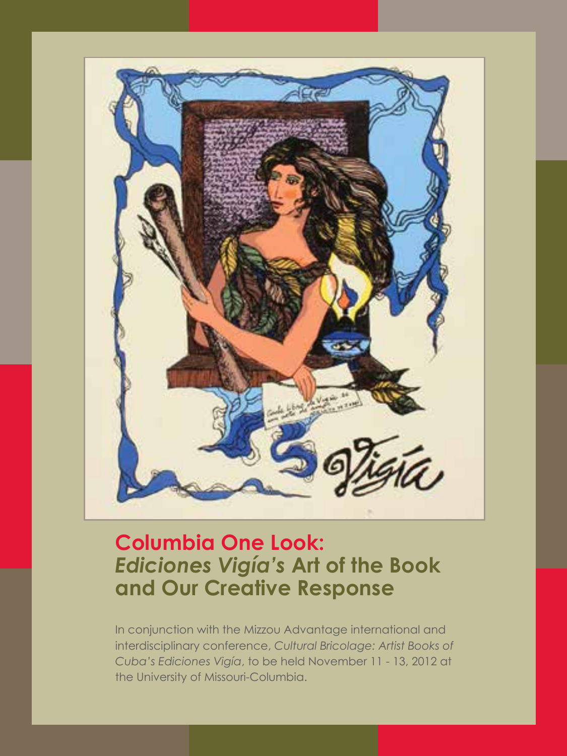# Columbia One Look: *Ediciones Vigía's* Art of the Book and Our Creative Response

In conjunction with the Mizzou Advantage international and interdisciplinary conference, *Cultural Bricolage: Artist Books of Cuba's Ediciones Vigía*, to be held November 11 - 13, 2012 at the University of Missouri-Columbia.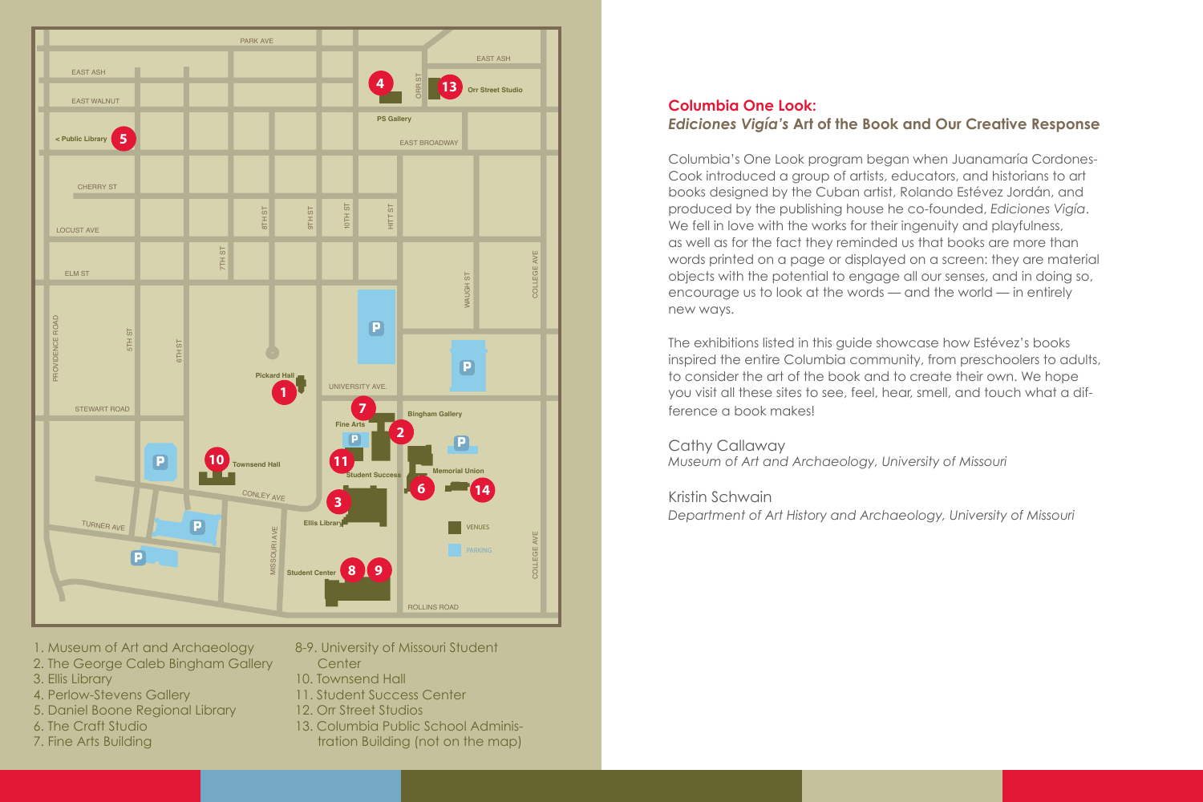1. Museum of Art and Archaeology
2. The George Caleb Bingham Gallery
3. Ellis Library
4. Perlow-Stevens Gallery
5. Daniel Boone Regional Library
6. The Craft Studio
7. Fine Arts Building

8-9. University of Missouri Student Center
10. Townsend Hall
11. Student Success Center
12. Orr Street Studios
13. Columbia Public School Administration Building (not on the map)

## Columbia One Look: *Ediciones Vigía's* Art of the Book and Our Creative Response

Columbia's One Look program began when Juanamaría Cordones-Cook introduced a group of artists, educators, and historians to art books designed by the Cuban artist, Rolando Estévez Jordán, and produced by the publishing house he co-founded, *Ediciones Vigía*. We fell in love with the works for their ingenuity and playfulness, as well as for the fact they reminded us that books are more than words printed on a page or displayed on a screen: they are material objects with the potential to engage all our senses, and in doing so, encourage us to look at the words — and the world — in entirely new ways.

The exhibitions listed in this guide showcase how Estévez's books inspired the entire Columbia community, from preschoolers to adults, to consider the art of the book and to create their own. We hope you visit all these sites to see, feel, hear, smell, and touch what a difference a book makes!

Cathy Callaway
*Museum of Art and Archaeology, University of Missouri*

Kristin Schwain
*Department of Art History and Archaeology, University of Missouri*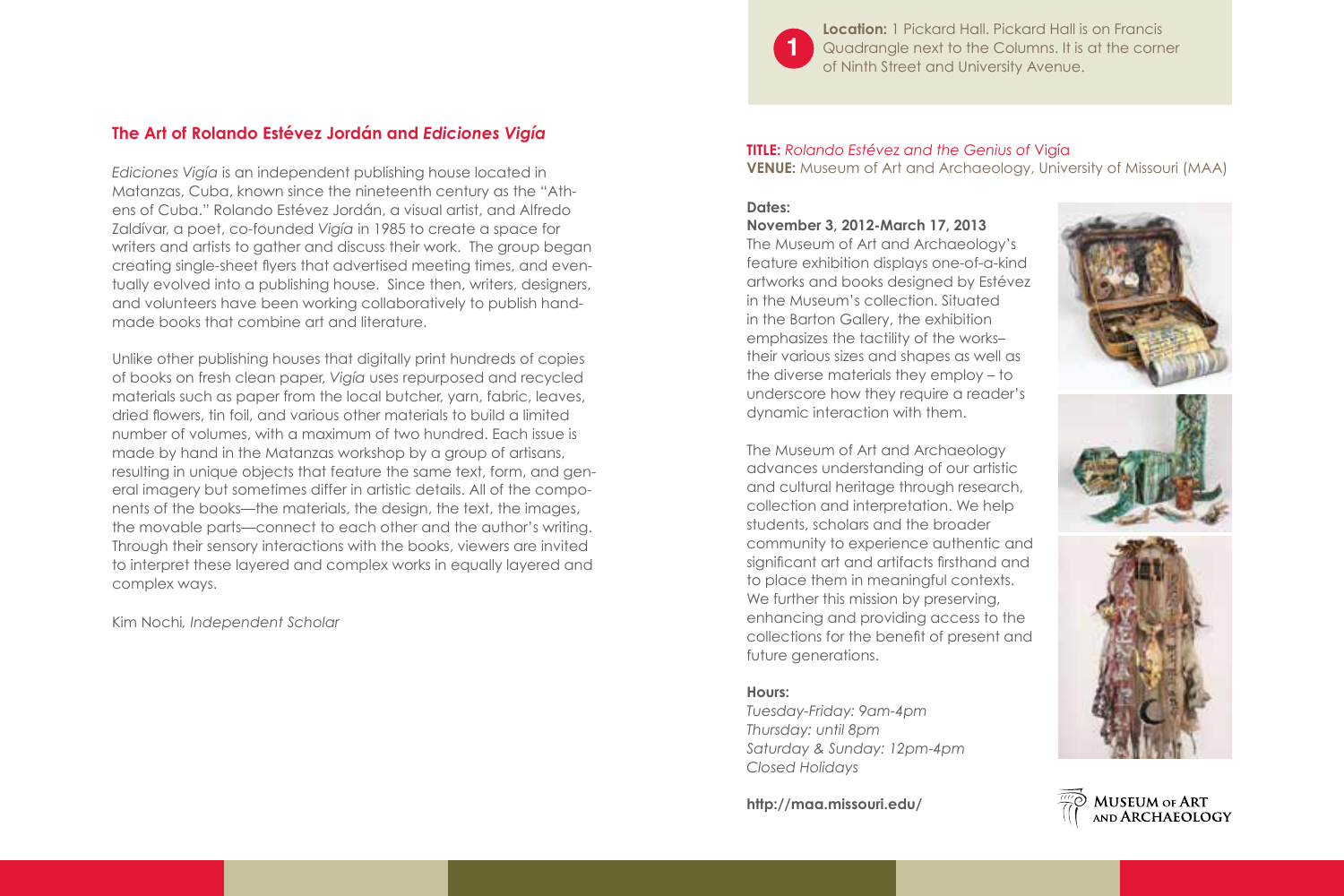## The Art of Rolando Estévez Jordán and *Ediciones Vigía*

*Ediciones Vigía* is an independent publishing house located in Matanzas, Cuba, known since the nineteenth century as the "Athens of Cuba." Rolando Estévez Jordán, a visual artist, and Alfredo Zaldívar, a poet, co-founded *Vigía* in 1985 to create a space for writers and artists to gather and discuss their work. The group began creating single-sheet flyers that advertised meeting times, and eventually evolved into a publishing house. Since then, writers, designers, and volunteers have been working collaboratively to publish handmade books that combine art and literature.

Unlike other publishing houses that digitally print hundreds of copies of books on fresh clean paper, *Vigía* uses repurposed and recycled materials such as paper from the local butcher, yarn, fabric, leaves, dried flowers, tin foil, and various other materials to build a limited number of volumes, with a maximum of two hundred. Each issue is made by hand in the Matanzas workshop by a group of artisans, resulting in unique objects that feature the same text, form, and general imagery but sometimes differ in artistic details. All of the components of the books—the materials, the design, the text, the images, the movable parts—connect to each other and the author's writing. Through their sensory interactions with the books, viewers are invited to interpret these layered and complex works in equally layered and complex ways.

Kim Nochi*, Independent Scholar*

**1** **Location:** 1 Pickard Hall. Pickard Hall is on Francis Quadrangle next to the Columns. It is at the corner of Ninth Street and University Avenue.

**TITLE:** *Rolando Estévez and the Genius of* Vigía
**VENUE:** Museum of Art and Archaeology, University of Missouri (MAA)

**Dates:**

**November 3, 2012-March 17, 2013**

The Museum of Art and Archaeology's feature exhibition displays one-of-a-kind artworks and books designed by Estévez in the Museum's collection. Situated in the Barton Gallery, the exhibition emphasizes the tactility of the works– their various sizes and shapes as well as the diverse materials they employ – to underscore how they require a reader's dynamic interaction with them.

The Museum of Art and Archaeology advances understanding of our artistic and cultural heritage through research, collection and interpretation. We help students, scholars and the broader community to experience authentic and significant art and artifacts firsthand and to place them in meaningful contexts. We further this mission by preserving, enhancing and providing access to the collections for the benefit of present and future generations.

**Hours:**

*Tuesday-Friday: 9am-4pm*
*Thursday: until 8pm*
*Saturday & Sunday: 12pm-4pm*
*Closed Holidays*

**http://maa.missouri.edu/**

MUSEUM OF ART AND ARCHAEOLOGY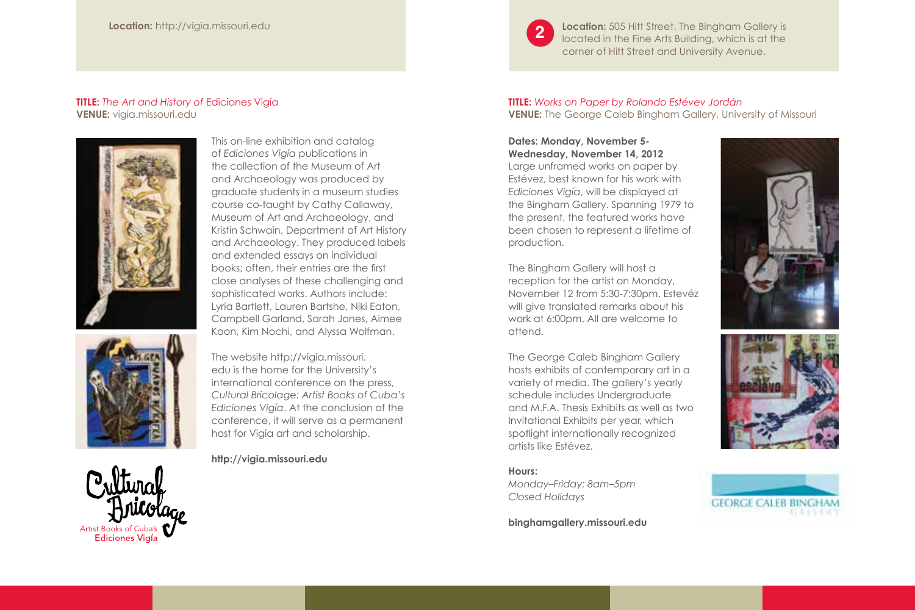**Location:** http://vigia.missouri.edu

**TITLE:** *The Art and History of* Ediciones Vigía
**VENUE:** vigia.missouri.edu

This on-line exhibition and catalog of *Ediciones Vigía* publications in the collection of the Museum of Art and Archaeology was produced by graduate students in a museum studies course co-taught by Cathy Callaway, Museum of Art and Archaeology, and Kristin Schwain, Department of Art History and Archaeology. They produced labels and extended essays on individual books; often, their entries are the first close analyses of these challenging and sophisticated works. Authors include: Lyria Bartlett, Lauren Bartshe, Niki Eaton, Campbell Garland, Sarah Jones, Aimee Koon, Kim Nochi, and Alyssa Wolfman.

The website http://vigia.missouri.edu is the home for the University's international conference on the press, *Cultural Bricolage: Artist Books of Cuba's Ediciones Vigía*. At the conclusion of the conference, it will serve as a permanent host for Vigía art and scholarship.

**http://vigia.missouri.edu**

Cultural Bricolage
Artist Books of Cuba's Ediciones Vigía

2 **Location:** 505 Hitt Street. The Bingham Gallery is located in the Fine Arts Building, which is at the corner of Hitt Street and University Avenue.

**TITLE:** *Works on Paper by Rolando Estévev Jordán*
**VENUE:** The George Caleb Bingham Gallery, University of Missouri

**Dates: Monday, November 5-Wednesday, November 14, 2012**
Large unframed works on paper by Estévez, best known for his work with *Ediciones Vigía*, will be displayed at the Bingham Gallery. Spanning 1979 to the present, the featured works have been chosen to represent a lifetime of production.

The Bingham Gallery will host a reception for the artist on Monday, November 12 from 5:30-7:30pm. Estevéz will give translated remarks about his work at 6:00pm. All are welcome to attend.

The George Caleb Bingham Gallery hosts exhibits of contemporary art in a variety of media. The gallery's yearly schedule includes Undergraduate and M.F.A. Thesis Exhibits as well as two Invitational Exhibits per year, which spotlight internationally recognized artists like Estévez.

**Hours:**
*Monday–Friday: 8am–5pm*
*Closed Holidays*

**binghamgallery.missouri.edu**

GEORGE CALEB BINGHAM GALLERY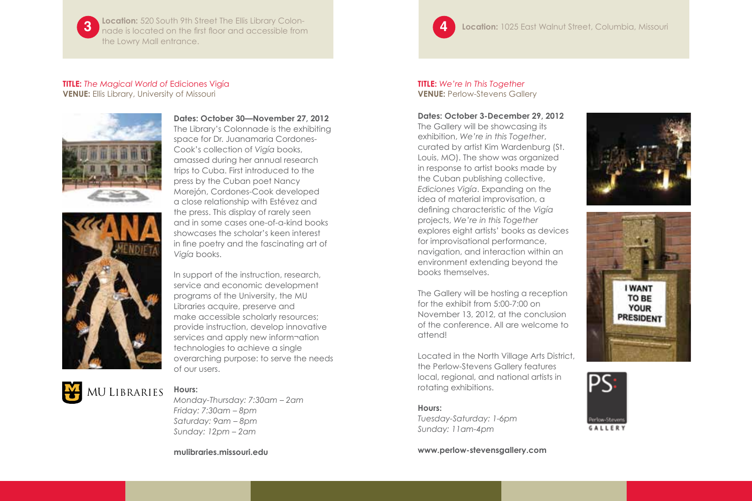**3** **Location:** 520 South 9th Street The Ellis Library Colonnade is located on the first floor and accessible from the Lowry Mall entrance.

**TITLE:** *The Magical World of* Ediciones Vigía
**VENUE:** Ellis Library, University of Missouri

**Dates: October 30—November 27, 2012**
The Library's Colonnade is the exhibiting space for Dr. Juanamaria Cordones-Cook's collection of *Vigía* books, amassed during her annual research trips to Cuba. First introduced to the press by the Cuban poet Nancy Morejón, Cordones-Cook developed a close relationship with Estévez and the press. This display of rarely seen and in some cases one-of-a-kind books showcases the scholar's keen interest in fine poetry and the fascinating art of *Vigía* books.

In support of the instruction, research, service and economic development programs of the University, the MU Libraries acquire, preserve and make accessible scholarly resources; provide instruction, develop innovative services and apply new inform¬ation technologies to achieve a single overarching purpose: to serve the needs of our users.

MU Libraries

**Hours:**
*Monday-Thursday: 7:30am – 2am*
*Friday: 7:30am – 8pm*
*Saturday: 9am – 8pm*
*Sunday: 12pm – 2am*

**mulibraries.missouri.edu**

**4** **Location:** 1025 East Walnut Street, Columbia, Missouri

**TITLE:** *We're In This Together*
**VENUE:** Perlow-Stevens Gallery

**Dates: October 3-December 29, 2012**
The Gallery will be showcasing its exhibition, *We're in this Together*, curated by artist Kim Wardenburg (St. Louis, MO). The show was organized in response to artist books made by the Cuban publishing collective, *Ediciones Vigía*. Expanding on the idea of material improvisation, a defining characteristic of the *Vigía* projects, *We're in this Together* explores eight artists' books as devices for improvisational performance, navigation, and interaction within an environment extending beyond the books themselves.

The Gallery will be hosting a reception for the exhibit from 5:00-7:00 on November 13, 2012, at the conclusion of the conference. All are welcome to attend!

Located in the North Village Arts District, the Perlow-Stevens Gallery features local, regional, and national artists in rotating exhibitions.

**Hours:**
*Tuesday-Saturday: 1-6pm*
*Sunday: 11am-4pm*

**www.perlow-stevensgallery.com**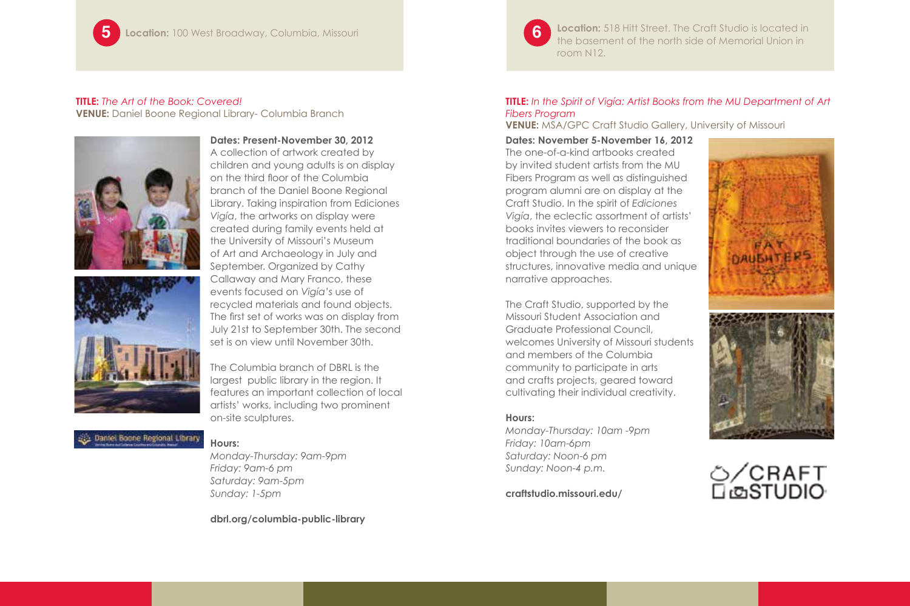**5** **Location:** 100 West Broadway, Columbia, Missouri

**TITLE:** *The Art of the Book: Covered!*
**VENUE:** Daniel Boone Regional Library- Columbia Branch

**Dates: Present-November 30, 2012**
A collection of artwork created by children and young adults is on display on the third floor of the Columbia branch of the Daniel Boone Regional Library. Taking inspiration from Ediciones *Vigía*, the artworks on display were created during family events held at the University of Missouri's Museum of Art and Archaeology in July and September. Organized by Cathy Callaway and Mary Franco, these events focused on *Vigía's* use of recycled materials and found objects. The first set of works was on display from July 21st to September 30th. The second set is on view until November 30th.

The Columbia branch of DBRL is the largest public library in the region. It features an important collection of local artists' works, including two prominent on-site sculptures.

**Hours:**
*Monday-Thursday: 9am-9pm*
*Friday: 9am-6 pm*
*Saturday: 9am-5pm*
*Sunday: 1-5pm*

**dbrl.org/columbia-public-library**

**6** **Location:** 518 Hitt Street. The Craft Studio is located in the basement of the north side of Memorial Union in room N12.

**TITLE:** *In the Spirit of Vigía: Artist Books from the MU Department of Art Fibers Program*
**VENUE:** MSA/GPC Craft Studio Gallery, University of Missouri

**Dates: November 5-November 16, 2012**
The one-of-a-kind artbooks created by invited student artists from the MU Fibers Program as well as distinguished program alumni are on display at the Craft Studio. In the spirit of *Ediciones Vigía*, the eclectic assortment of artists' books invites viewers to reconsider traditional boundaries of the book as object through the use of creative structures, innovative media and unique narrative approaches.

The Craft Studio, supported by the Missouri Student Association and Graduate Professional Council, welcomes University of Missouri students and members of the Columbia community to participate in arts and crafts projects, geared toward cultivating their individual creativity.

**Hours:**
*Monday-Thursday: 10am -9pm*
*Friday: 10am-6pm*
*Saturday: Noon-6 pm*
*Sunday: Noon-4 p.m.*

**craftstudio.missouri.edu/**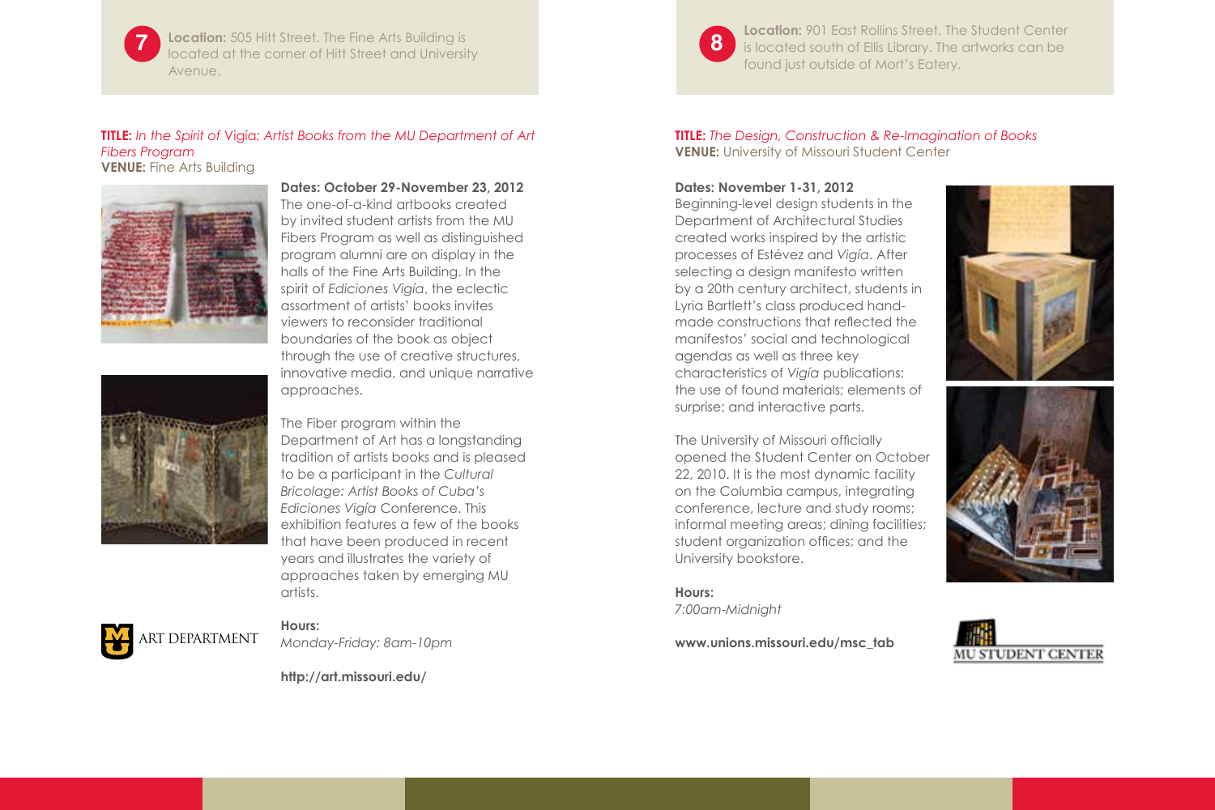**7** **Location:** 505 Hitt Street. The Fine Arts Building is located at the corner of Hitt Street and University Avenue.

**TITLE:** *In the Spirit of* Vigía*: Artist Books from the MU Department of Art Fibers Program*
**VENUE:** Fine Arts Building

**Dates: October 29-November 23, 2012**

The one-of-a-kind artbooks created by invited student artists from the MU Fibers Program as well as distinguished program alumni are on display in the halls of the Fine Arts Building. In the spirit of *Ediciones Vigía*, the eclectic assortment of artists' books invites viewers to reconsider traditional boundaries of the book as object through the use of creative structures, innovative media, and unique narrative approaches.

The Fiber program within the Department of Art has a longstanding tradition of artists books and is pleased to be a participant in the *Cultural Bricolage: Artist Books of Cuba's Ediciones Vigía* Conference. This exhibition features a few of the books that have been produced in recent years and illustrates the variety of approaches taken by emerging MU artists.

**Hours:**
*Monday-Friday: 8am-10pm*

**http://art.missouri.edu/**

ART DEPARTMENT

**8** **Location:** 901 East Rollins Street. The Student Center is located south of Ellis Library. The artworks can be found just outside of Mort's Eatery.

**TITLE:** *The Design, Construction & Re-Imagination of Books*
**VENUE:** University of Missouri Student Center

**Dates: November 1-31, 2012**

Beginning-level design students in the Department of Architectural Studies created works inspired by the artistic processes of Estévez and *Vigía*. After selecting a design manifesto written by a 20th century architect, students in Lyria Bartlett's class produced hand-made constructions that reflected the manifestos' social and technological agendas as well as three key characteristics of *Vigía* publications: the use of found materials; elements of surprise; and interactive parts.

The University of Missouri officially opened the Student Center on October 22, 2010. It is the most dynamic facility on the Columbia campus, integrating conference, lecture and study rooms; informal meeting areas; dining facilities; student organization offices; and the University bookstore.

**Hours:**
*7:00am-Midnight*

**www.unions.missouri.edu/msc_tab**

MU STUDENT CENTER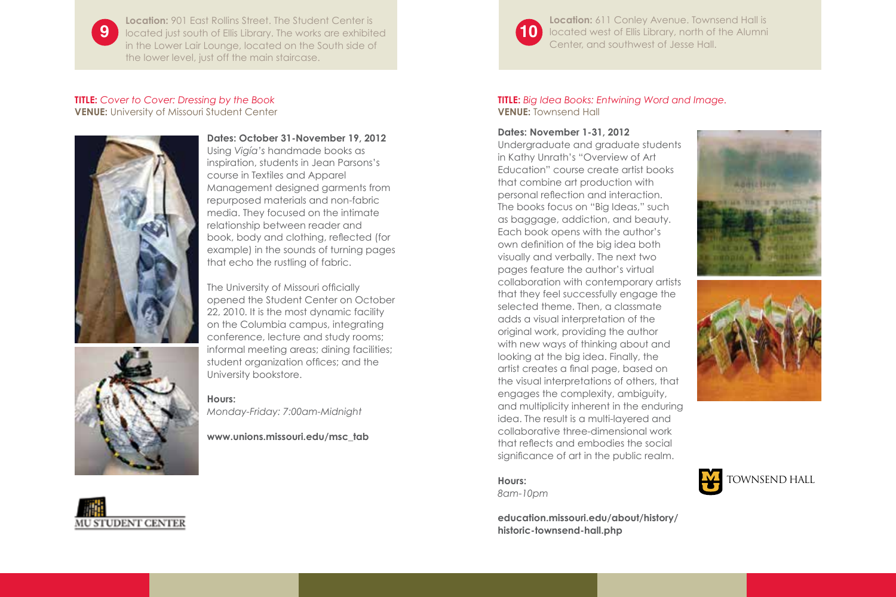**9**

**Location:** 901 East Rollins Street. The Student Center is located just south of Ellis Library. The works are exhibited in the Lower Lair Lounge, located on the South side of the lower level, just off the main staircase.

**TITLE:** *Cover to Cover: Dressing by the Book*
**VENUE:** University of Missouri Student Center

**Dates: October 31-November 19, 2012**
Using *Vigía's* handmade books as inspiration, students in Jean Parsons's course in Textiles and Apparel Management designed garments from repurposed materials and non-fabric media. They focused on the intimate relationship between reader and book, body and clothing, reflected (for example) in the sounds of turning pages that echo the rustling of fabric.

The University of Missouri officially opened the Student Center on October 22, 2010. It is the most dynamic facility on the Columbia campus, integrating conference, lecture and study rooms; informal meeting areas; dining facilities; student organization offices; and the University bookstore.

**Hours:**
*Monday-Friday: 7:00am-Midnight*

**www.unions.missouri.edu/msc_tab**

MU STUDENT CENTER

**10**

**Location:** 611 Conley Avenue. Townsend Hall is located west of Ellis Library, north of the Alumni Center, and southwest of Jesse Hall.

**TITLE:** *Big Idea Books: Entwining Word and Image.*
**VENUE:** Townsend Hall

**Dates: November 1-31, 2012**
Undergraduate and graduate students in Kathy Unrath's "Overview of Art Education" course create artist books that combine art production with personal reflection and interaction. The books focus on "Big Ideas," such as baggage, addiction, and beauty. Each book opens with the author's own definition of the big idea both visually and verbally. The next two pages feature the author's virtual collaboration with contemporary artists that they feel successfully engage the selected theme. Then, a classmate adds a visual interpretation of the original work, providing the author with new ways of thinking about and looking at the big idea. Finally, the artist creates a final page, based on the visual interpretations of others, that engages the complexity, ambiguity, and multiplicity inherent in the enduring idea. The result is a multi-layered and collaborative three-dimensional work that reflects and embodies the social significance of art in the public realm.

**Hours:**
*8am-10pm*

**education.missouri.edu/about/history/historic-townsend-hall.php**

TOWNSEND HALL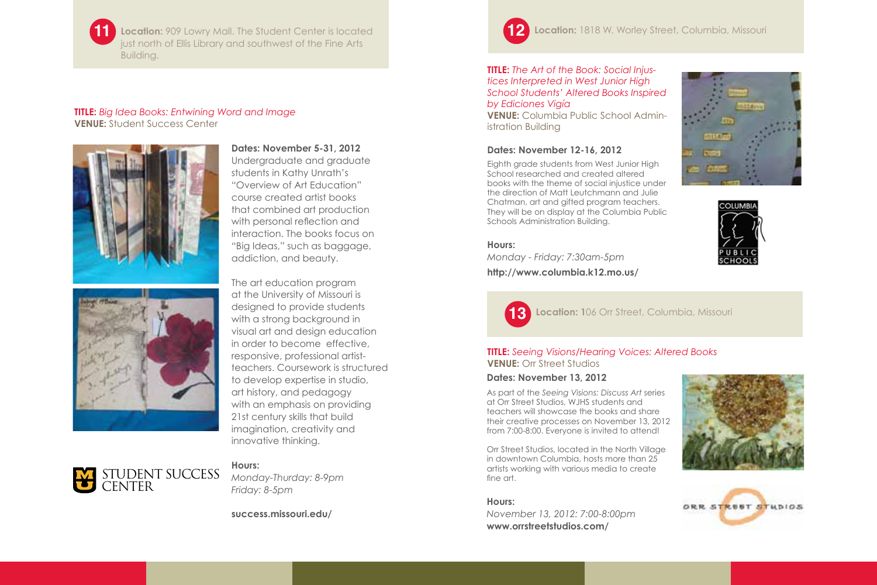**11** **Location:** 909 Lowry Mall. The Student Center is located just north of Ellis Library and southwest of the Fine Arts Building.

**TITLE:** *Big Idea Books: Entwining Word and Image*
**VENUE:** Student Success Center

**Dates: November 5-31, 2012**

Undergraduate and graduate students in Kathy Unrath's "Overview of Art Education" course created artist books that combined art production with personal reflection and interaction. The books focus on "Big Ideas," such as baggage, addiction, and beauty.

The art education program at the University of Missouri is designed to provide students with a strong background in visual art and design education in order to become effective, responsive, professional artist-teachers. Coursework is structured to develop expertise in studio, art history, and pedagogy with an emphasis on providing 21st century skills that build imagination, creativity and innovative thinking.

STUDENT SUCCESS CENTER

**Hours:**
*Monday-Thurday: 8-9pm*
*Friday: 8-5pm*

**success.missouri.edu/**

**12** **Location:** 1818 W. Worley Street, Columbia, Missouri

**TITLE:** *The Art of the Book: Social Injustices Interpreted in West Junior High School Students' Altered Books Inspired by Ediciones Vigía*
**VENUE:** Columbia Public School Administration Building

**Dates: November 12-16, 2012**

Eighth grade students from West Junior High School researched and created altered books with the theme of social injustice under the direction of Matt Leutchmann and Julie Chatman, art and gifted program teachers. They will be on display at the Columbia Public Schools Administration Building.

**Hours:**
*Monday - Friday: 7:30am-5pm*

**http://www.columbia.k12.mo.us/**

**13** **Location:** 106 Orr Street, Columbia, Missouri

**TITLE:** *Seeing Visions/Hearing Voices: Altered Books*
**VENUE:** Orr Street Studios

**Dates: November 13, 2012**

As part of the *Seeing Visions: Discuss Art* series at Orr Street Studios, WJHS students and teachers will showcase the books and share their creative processes on November 13, 2012 from 7:00-8:00. Everyone is invited to attend!

Orr Street Studios, located in the North Village in downtown Columbia, hosts more than 25 artists working with various media to create fine art.

**Hours:**
*November 13, 2012: 7:00-8:00pm*
**www.orrstreetstudios.com/**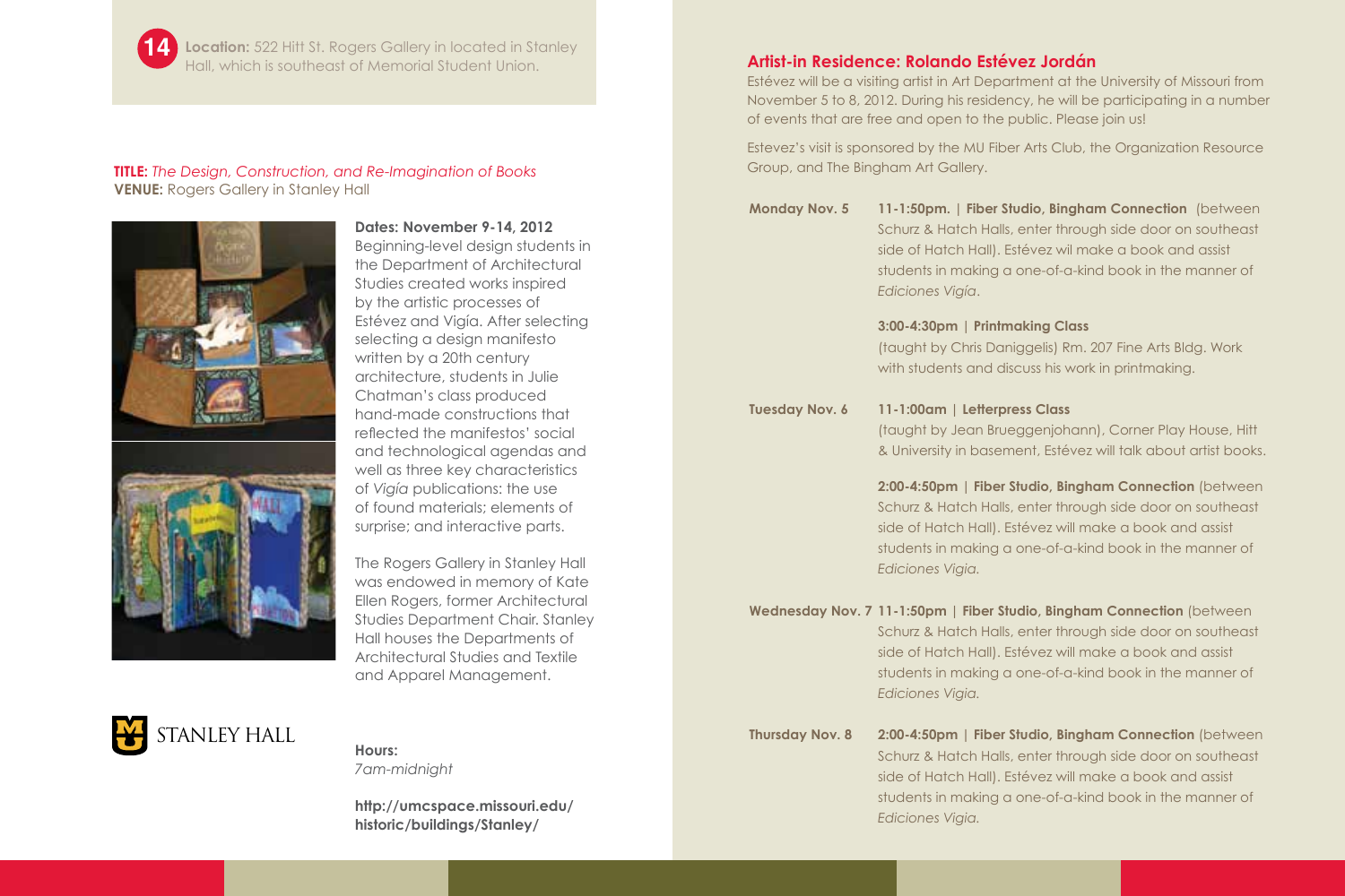**14** **Location:** 522 Hitt St. Rogers Gallery in located in Stanley Hall, which is southeast of Memorial Student Union.

**TITLE:** *The Design, Construction, and Re-Imagination of Books*
**VENUE:** Rogers Gallery in Stanley Hall

**Dates: November 9-14, 2012**
Beginning-level design students in the Department of Architectural Studies created works inspired by the artistic processes of Estévez and Vigía. After selecting selecting a design manifesto written by a 20th century architecture, students in Julie Chatman's class produced hand-made constructions that reflected the manifestos' social and technological agendas and well as three key characteristics of *Vigía* publications: the use of found materials; elements of surprise; and interactive parts.

The Rogers Gallery in Stanley Hall was endowed in memory of Kate Ellen Rogers, former Architectural Studies Department Chair. Stanley Hall houses the Departments of Architectural Studies and Textile and Apparel Management.

STANLEY HALL

**Hours:**
*7am-midnight*

**http://umcspace.missouri.edu/historic/buildings/Stanley/**

## Artist-in Residence: Rolando Estévez Jordán

Estévez will be a visiting artist in Art Department at the University of Missouri from November 5 to 8, 2012. During his residency, he will be participating in a number of events that are free and open to the public. Please join us!

Estevez's visit is sponsored by the MU Fiber Arts Club, the Organization Resource Group, and The Bingham Art Gallery.

**Monday Nov. 5**

**11-1:50pm. | Fiber Studio, Bingham Connection** (between Schurz & Hatch Halls, enter through side door on southeast side of Hatch Hall). Estévez wil make a book and assist students in making a one-of-a-kind book in the manner of *Ediciones Vigía*.

**3:00-4:30pm | Printmaking Class**
(taught by Chris Daniggelis) Rm. 207 Fine Arts Bldg. Work with students and discuss his work in printmaking.

**Tuesday Nov. 6**

**11-1:00am | Letterpress Class**
(taught by Jean Brueggenjohann), Corner Play House, Hitt & University in basement, Estévez will talk about artist books.

**2:00-4:50pm | Fiber Studio, Bingham Connection** (between Schurz & Hatch Halls, enter through side door on southeast side of Hatch Hall). Estévez will make a book and assist students in making a one-of-a-kind book in the manner of *Ediciones Vigia.*

**Wednesday Nov. 7**

**11-1:50pm | Fiber Studio, Bingham Connection** (between Schurz & Hatch Halls, enter through side door on southeast side of Hatch Hall). Estévez will make a book and assist students in making a one-of-a-kind book in the manner of *Ediciones Vigia.*

**Thursday Nov. 8**

**2:00-4:50pm | Fiber Studio, Bingham Connection** (between Schurz & Hatch Halls, enter through side door on southeast side of Hatch Hall). Estévez will make a book and assist students in making a one-of-a-kind book in the manner of *Ediciones Vigia.*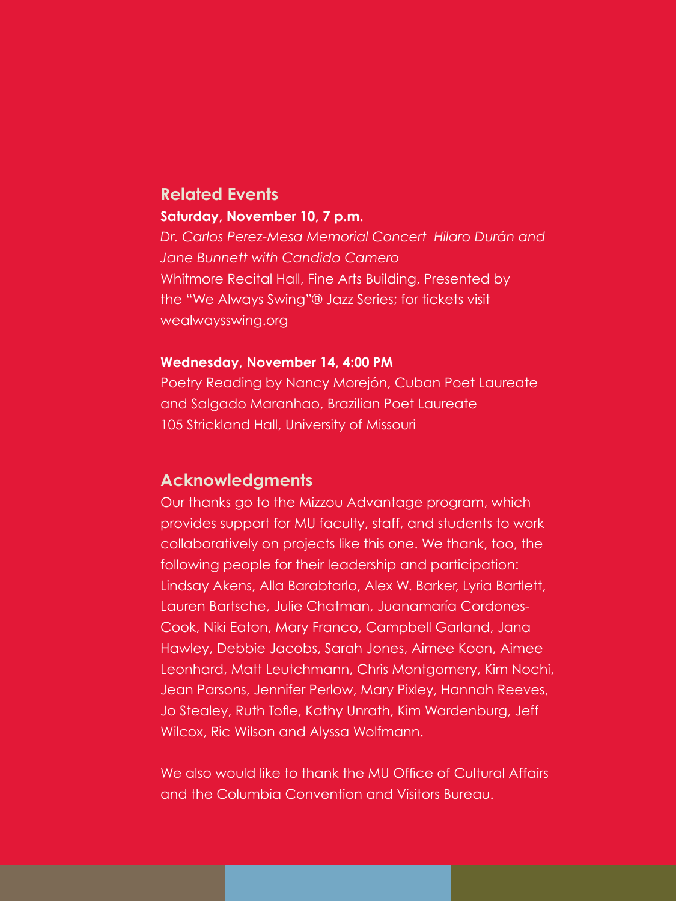## Related Events

**Saturday, November 10, 7 p.m.**

*Dr. Carlos Perez-Mesa Memorial Concert Hilaro Durán and Jane Bunnett with Candido Camero*

Whitmore Recital Hall, Fine Arts Building, Presented by the "We Always Swing"® Jazz Series; for tickets visit wealwaysswing.org

**Wednesday, November 14, 4:00 PM**

Poetry Reading by Nancy Morejón, Cuban Poet Laureate and Salgado Maranhao, Brazilian Poet Laureate
105 Strickland Hall, University of Missouri

## Acknowledgments

Our thanks go to the Mizzou Advantage program, which provides support for MU faculty, staff, and students to work collaboratively on projects like this one. We thank, too, the following people for their leadership and participation: Lindsay Akens, Alla Barabtarlo, Alex W. Barker, Lyria Bartlett, Lauren Bartsche, Julie Chatman, Juanamaría Cordones-Cook, Niki Eaton, Mary Franco, Campbell Garland, Jana Hawley, Debbie Jacobs, Sarah Jones, Aimee Koon, Aimee Leonhard, Matt Leutchmann, Chris Montgomery, Kim Nochi, Jean Parsons, Jennifer Perlow, Mary Pixley, Hannah Reeves, Jo Stealey, Ruth Tofle, Kathy Unrath, Kim Wardenburg, Jeff Wilcox, Ric Wilson and Alyssa Wolfmann.

We also would like to thank the MU Office of Cultural Affairs and the Columbia Convention and Visitors Bureau.